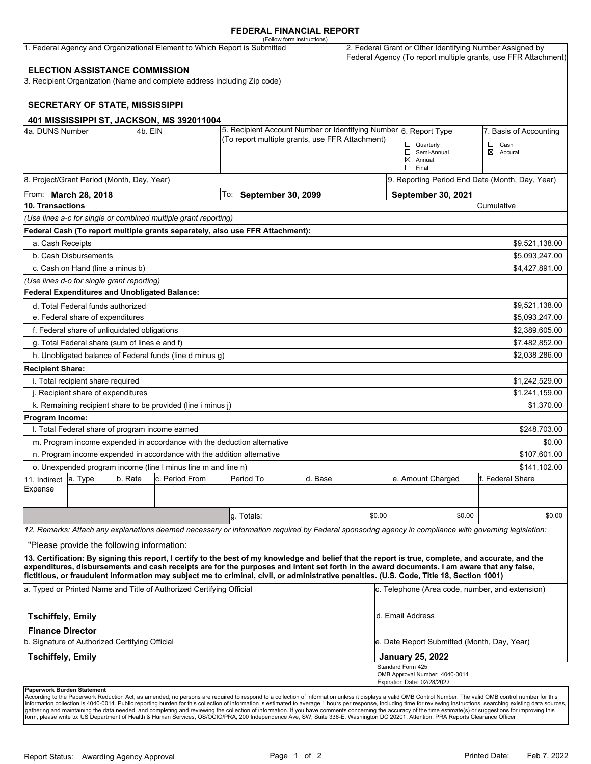# FEDERAL FINANCIAL REPORT

(Follow form instructions)

| 1. Federal Agency and Organizational Element to Which Report is Submitted | 2. Federal Grant or Other Identifying Number Assigned by Federal Agency (To report multiple grants, use FFR Attachment) |
|---|---|
| **ELECTION ASSISTANCE COMMISSION** | |

3. Recipient Organization (Name and complete address including Zip code)

**SECRETARY OF STATE, MISSISSIPPI**

**401 MISSISSIPPI ST, JACKSON, MS 392011004**

| 4a. DUNS Number | 4b. EIN | 5. Recipient Account Number or Identifying Number (To report multiple grants, use FFR Attachment) | 6. Report Type | 7. Basis of Accounting |
|---|---|---|---|---|
| | | | ☐ Quarterly<br>☐ Semi-Annual<br>☒ Annual<br>☐ Final | ☐ Cash<br>☒ Accural |

| 8. Project/Grant Period (Month, Day, Year) | | 9. Reporting Period End Date (Month, Day, Year) |
|---|---|---|
| From: **March 28, 2018** | To: **September 30, 2099** | **September 30, 2021** |

| 10. Transactions | Cumulative |
|---|---|
| *(Use lines a-c for single or combined multiple grant reporting)* | |
| **Federal Cash (To report multiple grants separately, also use FFR Attachment):** | |
| a. Cash Receipts | $9,521,138.00 |
| b. Cash Disbursements | $5,093,247.00 |
| c. Cash on Hand (line a minus b) | $4,427,891.00 |
| *(Use lines d-o for single grant reporting)* | |
| **Federal Expenditures and Unobligated Balance:** | |
| d. Total Federal funds authorized | $9,521,138.00 |
| e. Federal share of expenditures | $5,093,247.00 |
| f. Federal share of unliquidated obligations | $2,389,605.00 |
| g. Total Federal share (sum of lines e and f) | $7,482,852.00 |
| h. Unobligated balance of Federal funds (line d minus g) | $2,038,286.00 |
| **Recipient Share:** | |
| i. Total recipient share required | $1,242,529.00 |
| j. Recipient share of expenditures | $1,241,159.00 |
| k. Remaining recipient share to be provided (line i minus j) | $1,370.00 |
| **Program Income:** | |
| l. Total Federal share of program income earned | $248,703.00 |
| m. Program income expended in accordance with the deduction alternative | $0.00 |
| n. Program income expended in accordance with the addition alternative | $107,601.00 |
| o. Unexpended program income (line l minus line m and line n) | $141,102.00 |

| 11. Indirect Expense | a. Type | b. Rate | c. Period From | Period To | d. Base | e. Amount Charged | f. Federal Share |
|---|---|---|---|---|---|---|---|
| | | | | | | | |
| | | | | | | | |
| | | | | g. Totals: | $0.00 | $0.00 | $0.00 |

*12. Remarks: Attach any explanations deemed necessary or information required by Federal sponsoring agency in compliance with governing legislation:*

"Please provide the following information:

**13. Certification: By signing this report, I certify to the best of my knowledge and belief that the report is true, complete, and accurate, and the expenditures, disbursements and cash receipts are for the purposes and intent set forth in the award documents. I am aware that any false, fictitious, or fraudulent information may subject me to criminal, civil, or administrative penalties. (U.S. Code, Title 18, Section 1001)**

| a. Typed or Printed Name and Title of Authorized Certifying Official | c. Telephone (Area code, number, and extension) |
|---|---|
| **Tschiffely, Emily**<br>**Finance Director** | d. Email Address |
| b. Signature of Authorized Certifying Official | e. Date Report Submitted (Month, Day, Year) |
| **Tschiffely, Emily** | **January 25, 2022** |

Standard Form 425
OMB Approval Number: 4040-0014
Expiration Date: 02/28/2022

**Paperwork Burden Statement**
According to the Paperwork Reduction Act, as amended, no persons are required to respond to a collection of information unless it displays a valid OMB Control Number. The valid OMB control number for this information collection is 4040-0014. Public reporting burden for this collection of information is estimated to average 1 hours per response, including time for reviewing instructions, searching existing data sources, gathering and maintaining the data needed, and completing and reviewing the collection of information. If you have comments concerning the accuracy of the time estimate(s) or suggestions for improving this form, please write to: US Department of Health & Human Services, OS/OCIO/PRA, 200 Independence Ave, SW, Suite 336-E, Washington DC 20201. Attention: PRA Reports Clearance Officer

Report Status: Awarding Agency Approval

Printed Date: Feb 7, 2022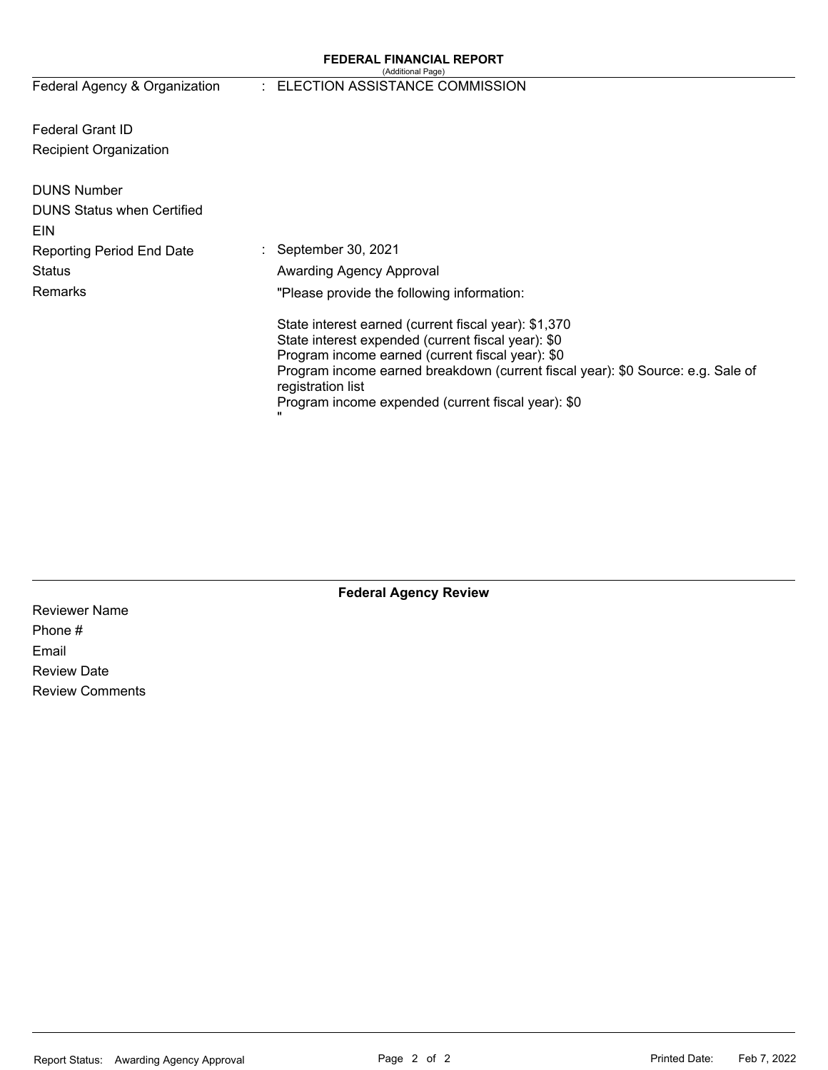**FEDERAL FINANCIAL REPORT**
(Additional Page)

| | |
|---|---|
| Federal Agency & Organization | : ELECTION ASSISTANCE COMMISSION |
| Federal Grant ID | |
| Recipient Organization | |
| DUNS Number | |
| DUNS Status when Certified | |
| EIN | |
| Reporting Period End Date | : September 30, 2021 |
| Status | Awarding Agency Approval |
| Remarks | "Please provide the following information: |

State interest earned (current fiscal year): $1,370
State interest expended (current fiscal year): $0
Program income earned (current fiscal year): $0
Program income earned breakdown (current fiscal year): $0 Source: e.g. Sale of registration list
Program income expended (current fiscal year): $0
"

**Federal Agency Review**

Reviewer Name
Phone #
Email
Review Date
Review Comments

Report Status: Awarding Agency Approval

Printed Date: Feb 7, 2022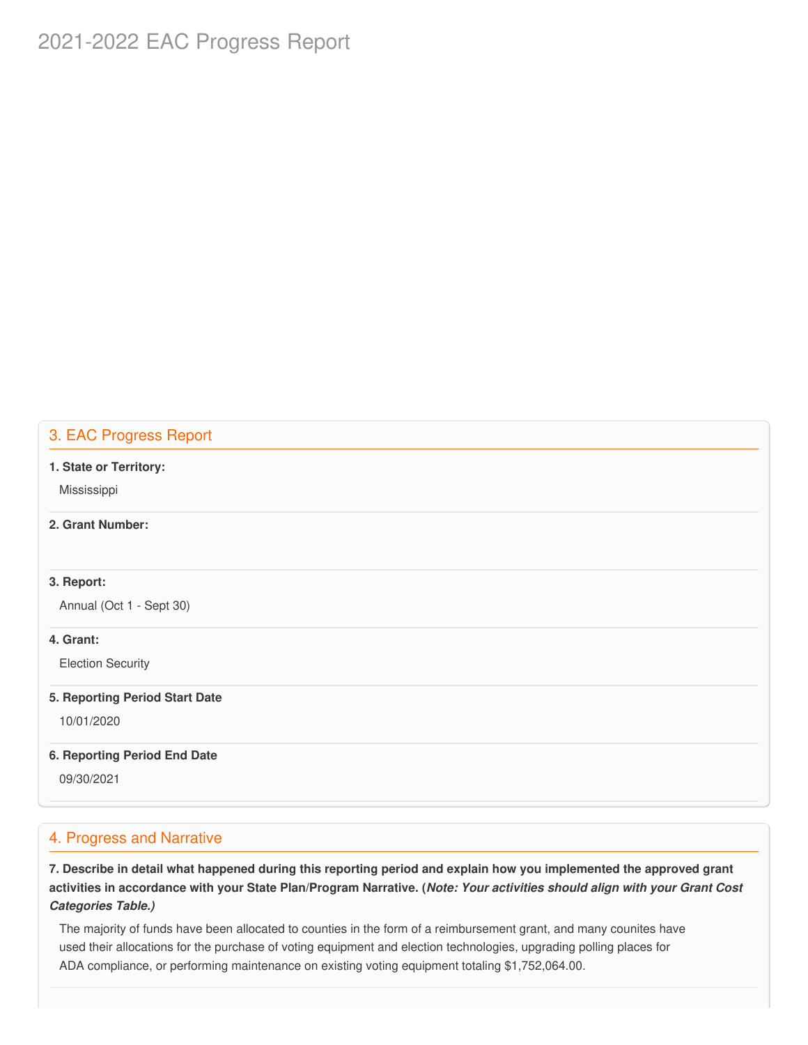# 2021-2022 EAC Progress Report

## 3. EAC Progress Report

**1. State or Territory:**

Mississippi

**2. Grant Number:**

**3. Report:**

Annual (Oct 1 - Sept 30)

**4. Grant:**

Election Security

**5. Reporting Period Start Date**

10/01/2020

**6. Reporting Period End Date**

09/30/2021

## 4. Progress and Narrative

**7. Describe in detail what happened during this reporting period and explain how you implemented the approved grant activities in accordance with your State Plan/Program Narrative. (*Note: Your activities should align with your Grant Cost Categories Table.)***

The majority of funds have been allocated to counties in the form of a reimbursement grant, and many counites have used their allocations for the purchase of voting equipment and election technologies, upgrading polling places for ADA compliance, or performing maintenance on existing voting equipment totaling $1,752,064.00.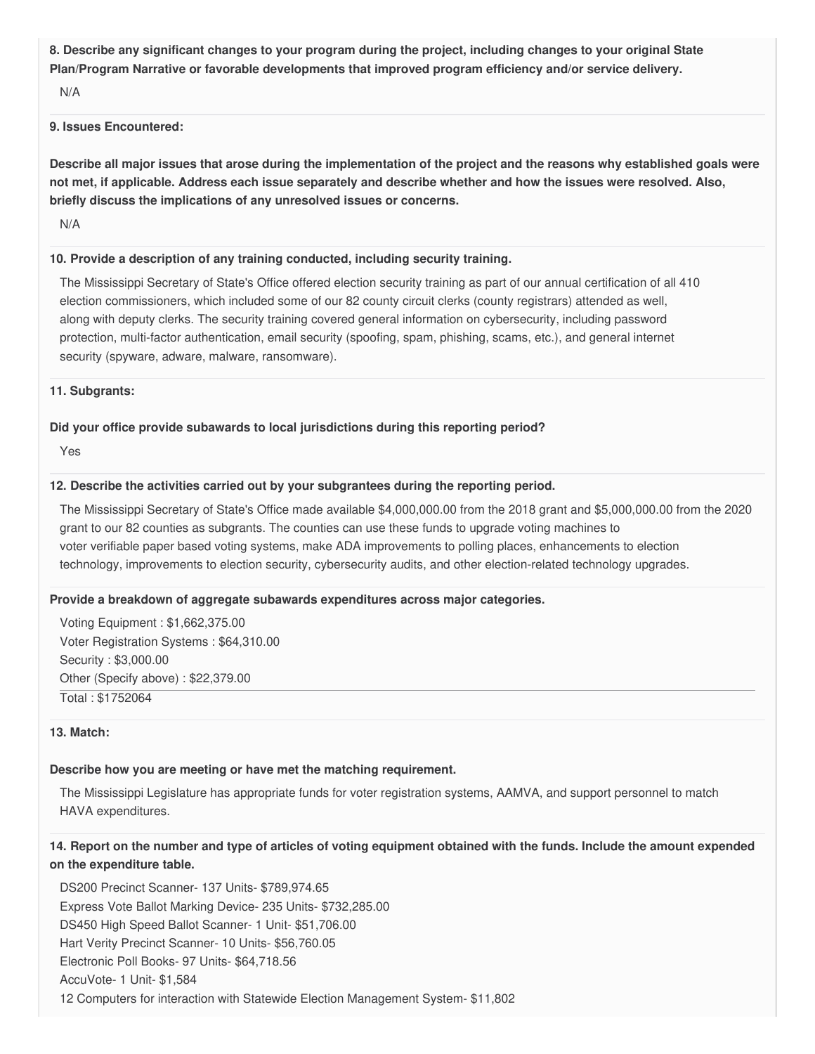**8. Describe any significant changes to your program during the project, including changes to your original State Plan/Program Narrative or favorable developments that improved program efficiency and/or service delivery.**

N/A

**9. Issues Encountered:**

**Describe all major issues that arose during the implementation of the project and the reasons why established goals were not met, if applicable. Address each issue separately and describe whether and how the issues were resolved. Also, briefly discuss the implications of any unresolved issues or concerns.**

N/A

**10. Provide a description of any training conducted, including security training.**

The Mississippi Secretary of State's Office offered election security training as part of our annual certification of all 410 election commissioners, which included some of our 82 county circuit clerks (county registrars) attended as well, along with deputy clerks. The security training covered general information on cybersecurity, including password protection, multi-factor authentication, email security (spoofing, spam, phishing, scams, etc.), and general internet security (spyware, adware, malware, ransomware).

**11. Subgrants:**

**Did your office provide subawards to local jurisdictions during this reporting period?**

Yes

**12. Describe the activities carried out by your subgrantees during the reporting period.**

The Mississippi Secretary of State's Office made available $4,000,000.00 from the 2018 grant and $5,000,000.00 from the 2020 grant to our 82 counties as subgrants. The counties can use these funds to upgrade voting machines to voter verifiable paper based voting systems, make ADA improvements to polling places, enhancements to election technology, improvements to election security, cybersecurity audits, and other election-related technology upgrades.

**Provide a breakdown of aggregate subawards expenditures across major categories.**

Voting Equipment : $1,662,375.00
Voter Registration Systems : $64,310.00
Security : $3,000.00
Other (Specify above) : $22,379.00
Total : $1752064

**13. Match:**

**Describe how you are meeting or have met the matching requirement.**

The Mississippi Legislature has appropriate funds for voter registration systems, AAMVA, and support personnel to match HAVA expenditures.

**14. Report on the number and type of articles of voting equipment obtained with the funds. Include the amount expended on the expenditure table.**

DS200 Precinct Scanner- 137 Units- $789,974.65
Express Vote Ballot Marking Device- 235 Units- $732,285.00
DS450 High Speed Ballot Scanner- 1 Unit- $51,706.00
Hart Verity Precinct Scanner- 10 Units- $56,760.05
Electronic Poll Books- 97 Units- $64,718.56
AccuVote- 1 Unit- $1,584
12 Computers for interaction with Statewide Election Management System- $11,802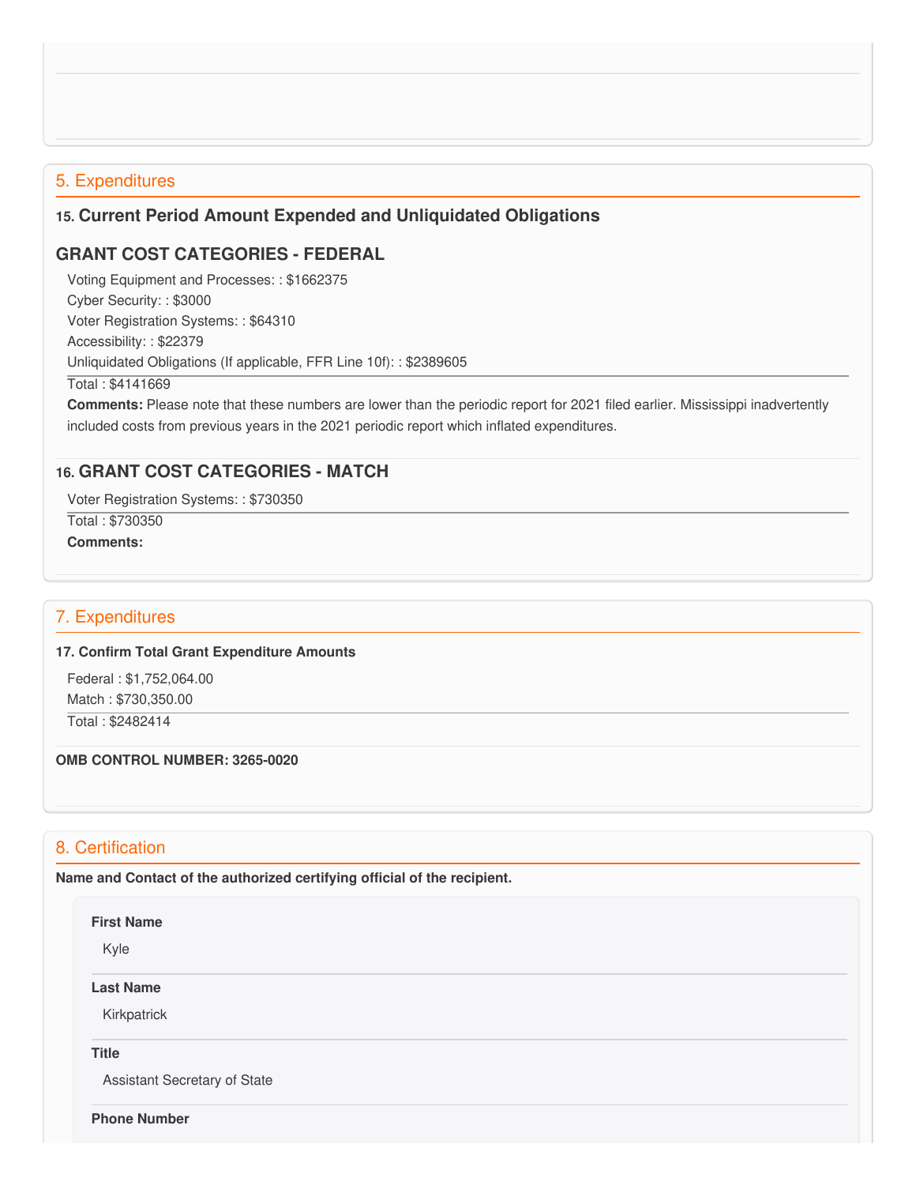## 5. Expenditures

### 15. Current Period Amount Expended and Unliquidated Obligations

### GRANT COST CATEGORIES - FEDERAL

Voting Equipment and Processes: : $1662375
Cyber Security: : $3000
Voter Registration Systems: : $64310
Accessibility: : $22379
Unliquidated Obligations (If applicable, FFR Line 10f): : $2389605

Total : $4141669

**Comments:** Please note that these numbers are lower than the periodic report for 2021 filed earlier. Mississippi inadvertently included costs from previous years in the 2021 periodic report which inflated expenditures.

### 16. GRANT COST CATEGORIES - MATCH

Voter Registration Systems: : $730350

Total : $730350

**Comments:**

## 7. Expenditures

**17. Confirm Total Grant Expenditure Amounts**

Federal : $1,752,064.00
Match : $730,350.00

Total : $2482414

**OMB CONTROL NUMBER: 3265-0020**

## 8. Certification

**Name and Contact of the authorized certifying official of the recipient.**

**First Name**

Kyle

**Last Name**

Kirkpatrick

**Title**

Assistant Secretary of State

**Phone Number**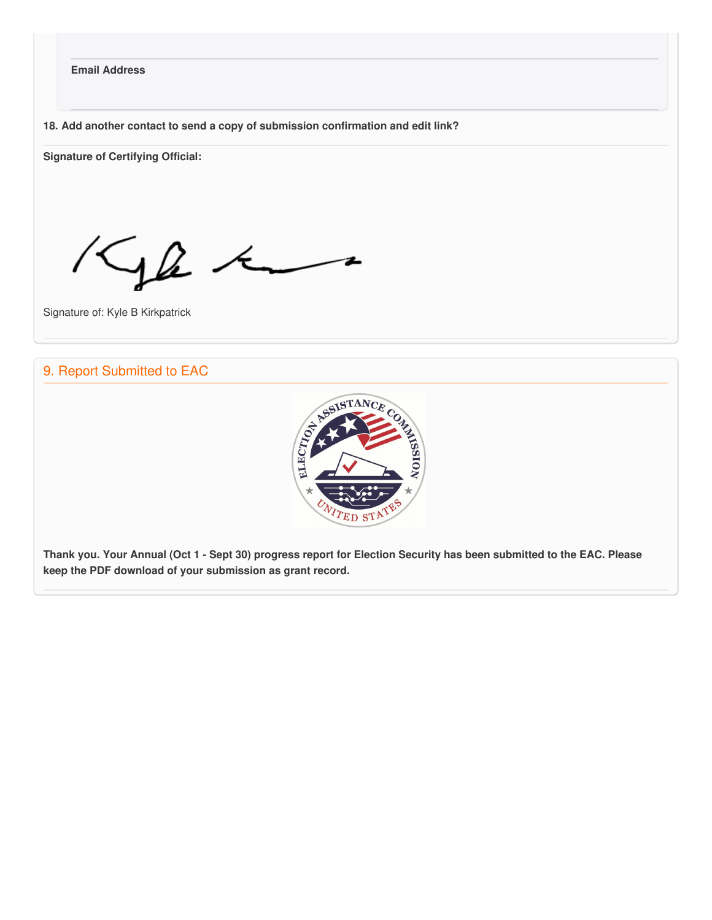**Email Address**

**18. Add another contact to send a copy of submission confirmation and edit link?**

**Signature of Certifying Official:**

Signature of: Kyle B Kirkpatrick

## 9. Report Submitted to EAC

**Thank you. Your Annual (Oct 1 - Sept 30) progress report for Election Security has been submitted to the EAC. Please keep the PDF download of your submission as grant record.**